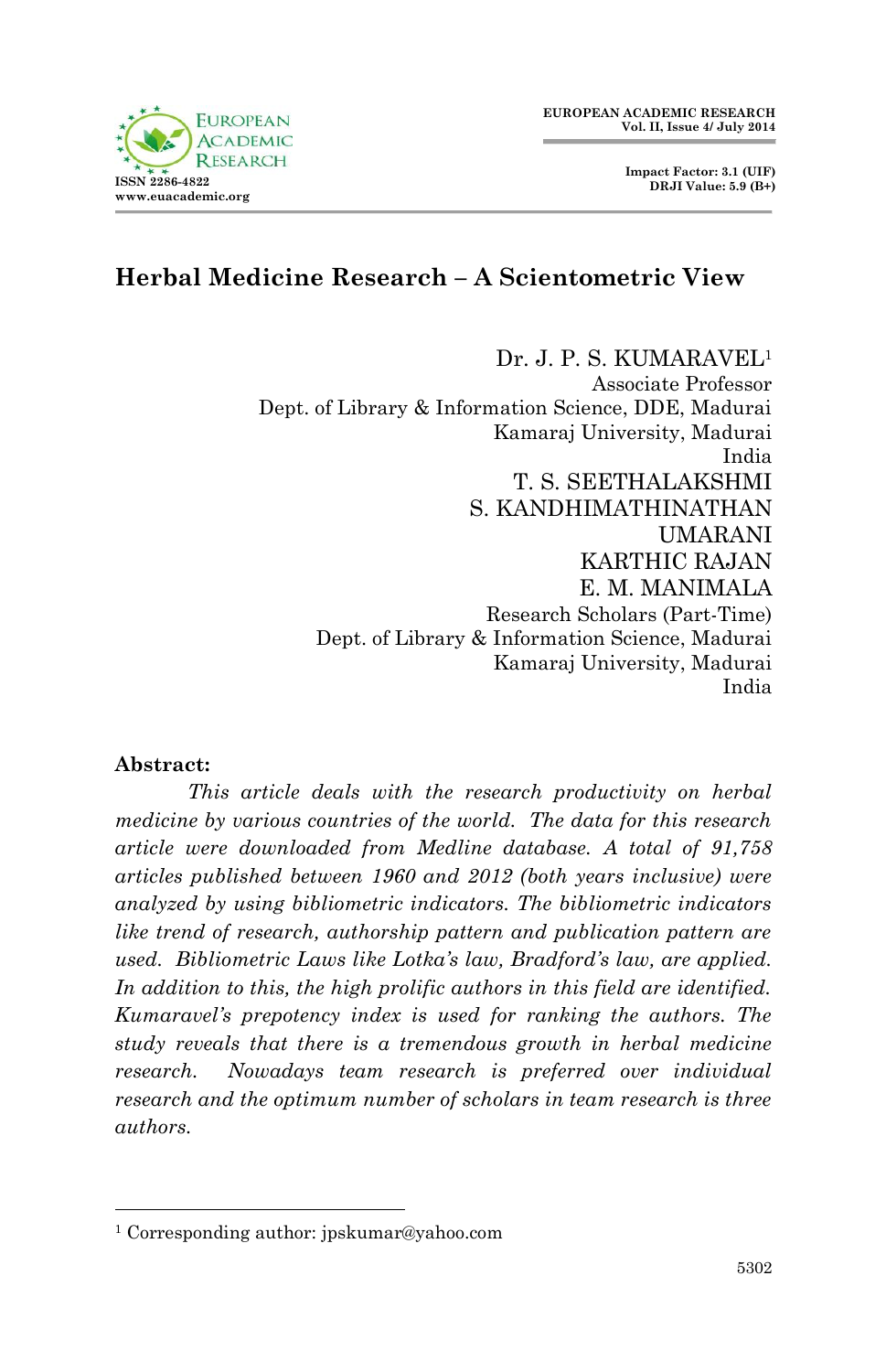# Herbal Medicine Research – A Scientometric View

Dr. J. P. S. KUMARAVEL[1]
Associate Professor
Dept. of Library & Information Science, DDE, Madurai Kamaraj University, Madurai
India

T. S. SEETHALAKSHMI
S. KANDHIMATHINATHAN
UMARANI
KARTHIC RAJAN
E. M. MANIMALA
Research Scholars (Part-Time)
Dept. of Library & Information Science, Madurai Kamaraj University, Madurai
India

**Abstract:**

*This article deals with the research productivity on herbal medicine by various countries of the world. The data for this research article were downloaded from Medline database. A total of 91,758 articles published between 1960 and 2012 (both years inclusive) were analyzed by using bibliometric indicators. The bibliometric indicators like trend of research, authorship pattern and publication pattern are used. Bibliometric Laws like Lotka's law, Bradford's law, are applied. In addition to this, the high prolific authors in this field are identified. Kumaravel's prepotency index is used for ranking the authors. The study reveals that there is a tremendous growth in herbal medicine research. Nowadays team research is preferred over individual research and the optimum number of scholars in team research is three authors.*

---

[1] Corresponding author: jpskumar@yahoo.com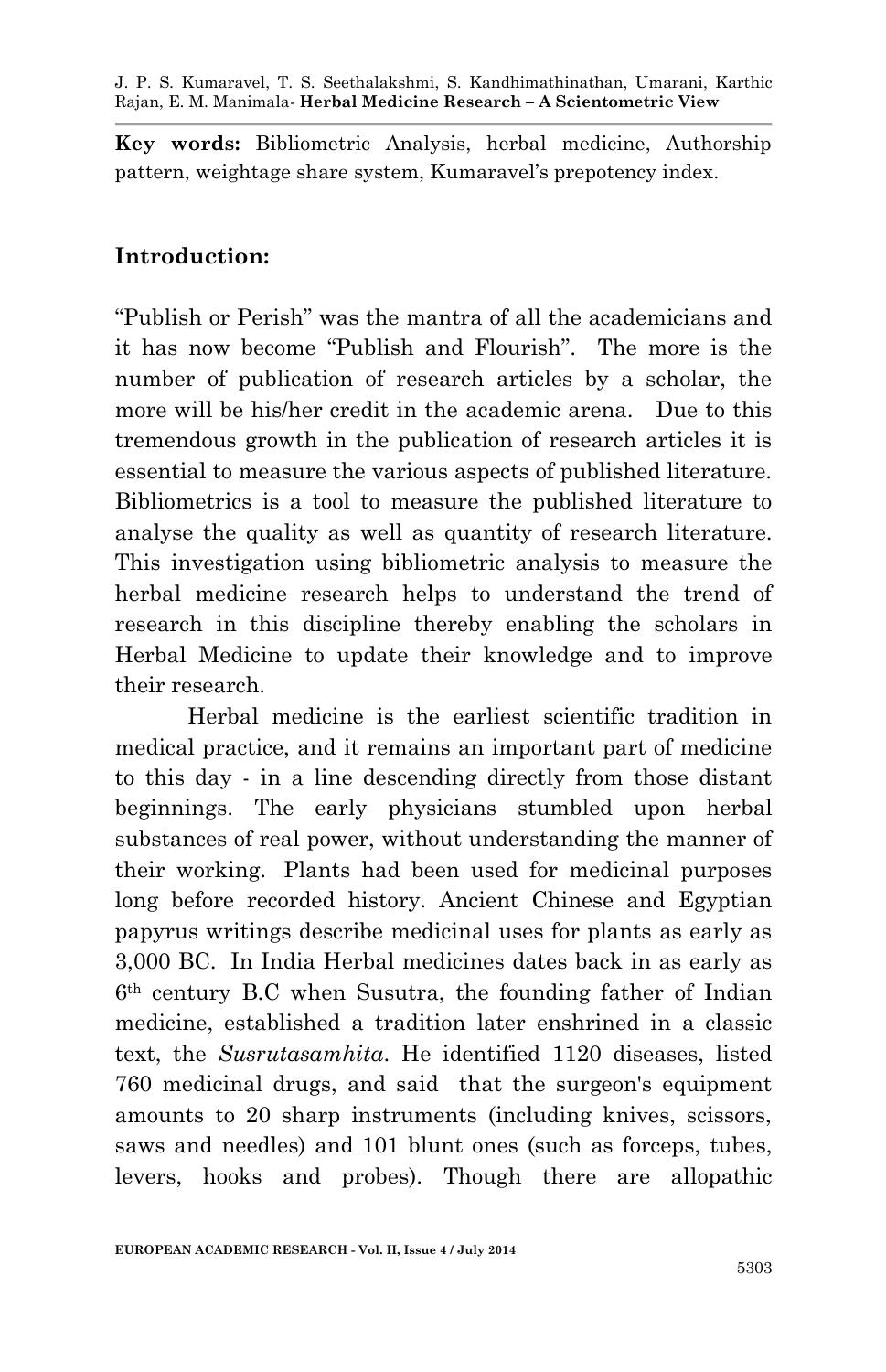**Key words:** Bibliometric Analysis, herbal medicine, Authorship pattern, weightage share system, Kumaravel's prepotency index.

## Introduction:

"Publish or Perish" was the mantra of all the academicians and it has now become "Publish and Flourish". The more is the number of publication of research articles by a scholar, the more will be his/her credit in the academic arena. Due to this tremendous growth in the publication of research articles it is essential to measure the various aspects of published literature. Bibliometrics is a tool to measure the published literature to analyse the quality as well as quantity of research literature. This investigation using bibliometric analysis to measure the herbal medicine research helps to understand the trend of research in this discipline thereby enabling the scholars in Herbal Medicine to update their knowledge and to improve their research.

Herbal medicine is the earliest scientific tradition in medical practice, and it remains an important part of medicine to this day - in a line descending directly from those distant beginnings. The early physicians stumbled upon herbal substances of real power, without understanding the manner of their working. Plants had been used for medicinal purposes long before recorded history. Ancient Chinese and Egyptian papyrus writings describe medicinal uses for plants as early as 3,000 BC. In India Herbal medicines dates back in as early as 6th century B.C when Susutra, the founding father of Indian medicine, established a tradition later enshrined in a classic text, the *Susrutasamhita*. He identified 1120 diseases, listed 760 medicinal drugs, and said that the surgeon's equipment amounts to 20 sharp instruments (including knives, scissors, saws and needles) and 101 blunt ones (such as forceps, tubes, levers, hooks and probes). Though there are allopathic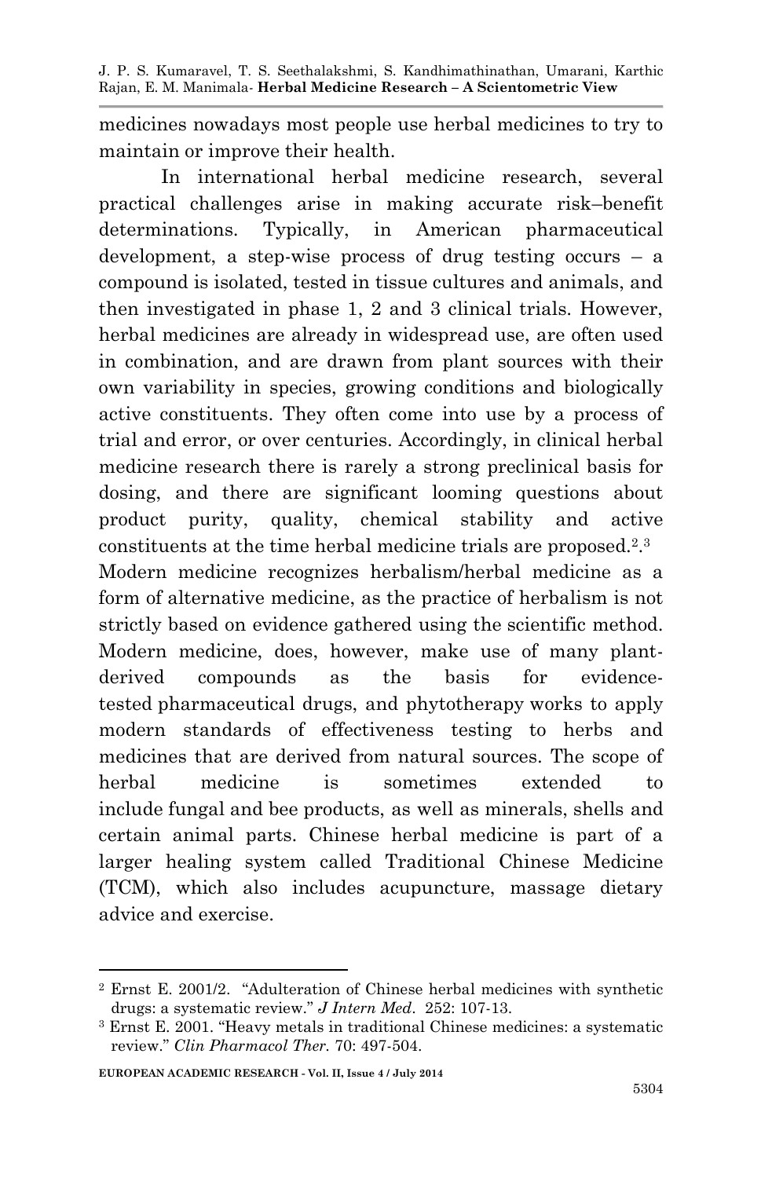medicines nowadays most people use herbal medicines to try to maintain or improve their health.

In international herbal medicine research, several practical challenges arise in making accurate risk–benefit determinations. Typically, in American pharmaceutical development, a step-wise process of drug testing occurs – a compound is isolated, tested in tissue cultures and animals, and then investigated in phase 1, 2 and 3 clinical trials. However, herbal medicines are already in widespread use, are often used in combination, and are drawn from plant sources with their own variability in species, growing conditions and biologically active constituents. They often come into use by a process of trial and error, or over centuries. Accordingly, in clinical herbal medicine research there is rarely a strong preclinical basis for dosing, and there are significant looming questions about product purity, quality, chemical stability and active constituents at the time herbal medicine trials are proposed.[2].[3]

Modern medicine recognizes herbalism/herbal medicine as a form of alternative medicine, as the practice of herbalism is not strictly based on evidence gathered using the scientific method. Modern medicine, does, however, make use of many plant-derived compounds as the basis for evidence-tested pharmaceutical drugs, and phytotherapy works to apply modern standards of effectiveness testing to herbs and medicines that are derived from natural sources. The scope of herbal medicine is sometimes extended to include fungal and bee products, as well as minerals, shells and certain animal parts. Chinese herbal medicine is part of a larger healing system called Traditional Chinese Medicine (TCM), which also includes acupuncture, massage dietary advice and exercise.

---

[2] Ernst E. 2001/2. "Adulteration of Chinese herbal medicines with synthetic drugs: a systematic review." *J Intern Med*. 252: 107-13.

[3] Ernst E. 2001. "Heavy metals in traditional Chinese medicines: a systematic review." *Clin Pharmacol Ther.* 70: 497-504.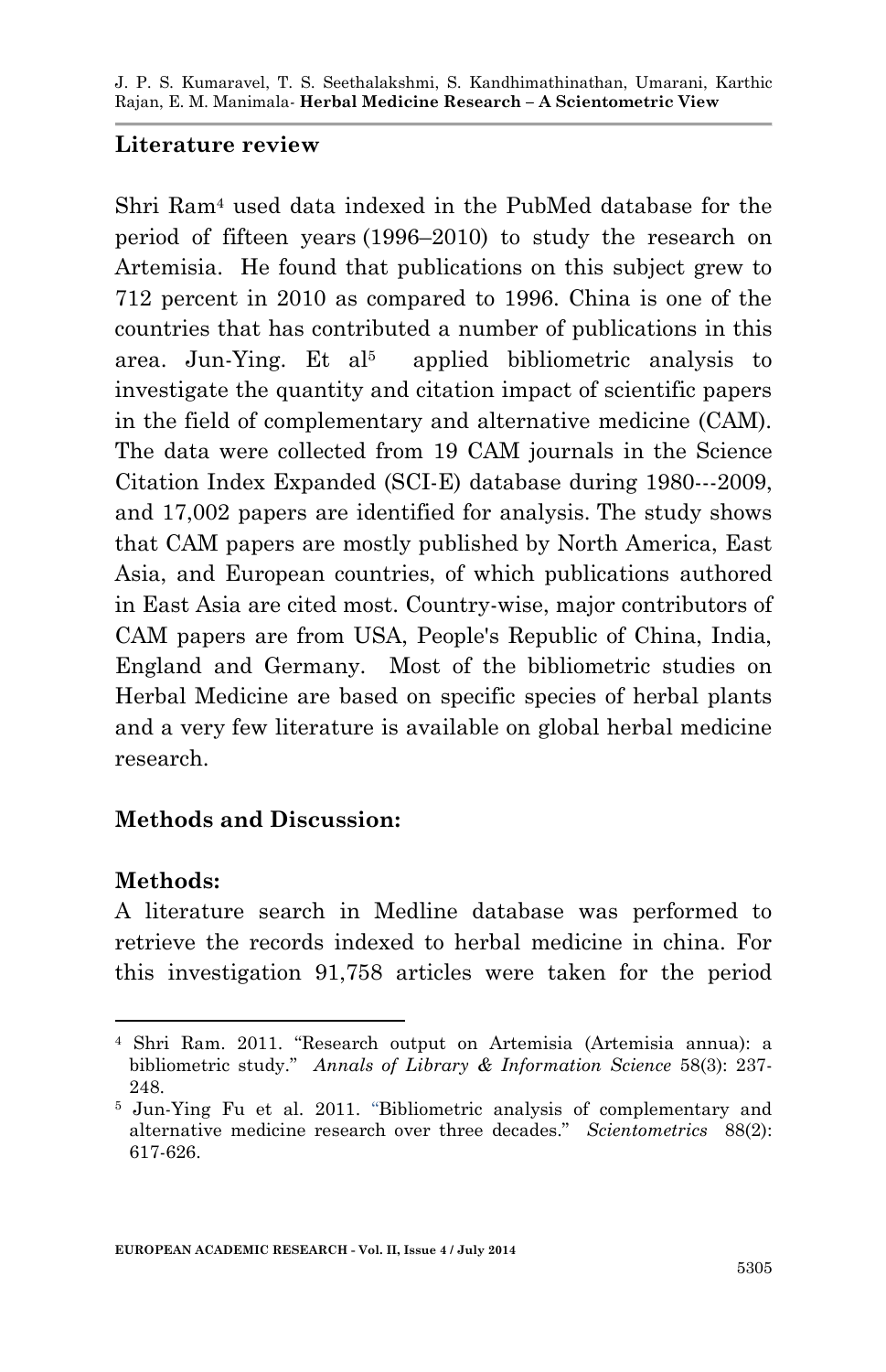**Literature review**

Shri Ram[4] used data indexed in the PubMed database for the period of fifteen years (1996–2010) to study the research on Artemisia. He found that publications on this subject grew to 712 percent in 2010 as compared to 1996. China is one of the countries that has contributed a number of publications in this area. Jun-Ying. Et al[5] applied bibliometric analysis to investigate the quantity and citation impact of scientific papers in the field of complementary and alternative medicine (CAM). The data were collected from 19 CAM journals in the Science Citation Index Expanded (SCI-E) database during 1980---2009, and 17,002 papers are identified for analysis. The study shows that CAM papers are mostly published by North America, East Asia, and European countries, of which publications authored in East Asia are cited most. Country-wise, major contributors of CAM papers are from USA, People's Republic of China, India, England and Germany. Most of the bibliometric studies on Herbal Medicine are based on specific species of herbal plants and a very few literature is available on global herbal medicine research.

**Methods and Discussion:**

**Methods:**

A literature search in Medline database was performed to retrieve the records indexed to herbal medicine in china. For this investigation 91,758 articles were taken for the period

---

[4] Shri Ram. 2011. "Research output on Artemisia (Artemisia annua): a bibliometric study." *Annals of Library & Information Science* 58(3): 237-248.

[5] Jun-Ying Fu et al. 2011. "Bibliometric analysis of complementary and alternative medicine research over three decades." *Scientometrics* 88(2): 617-626.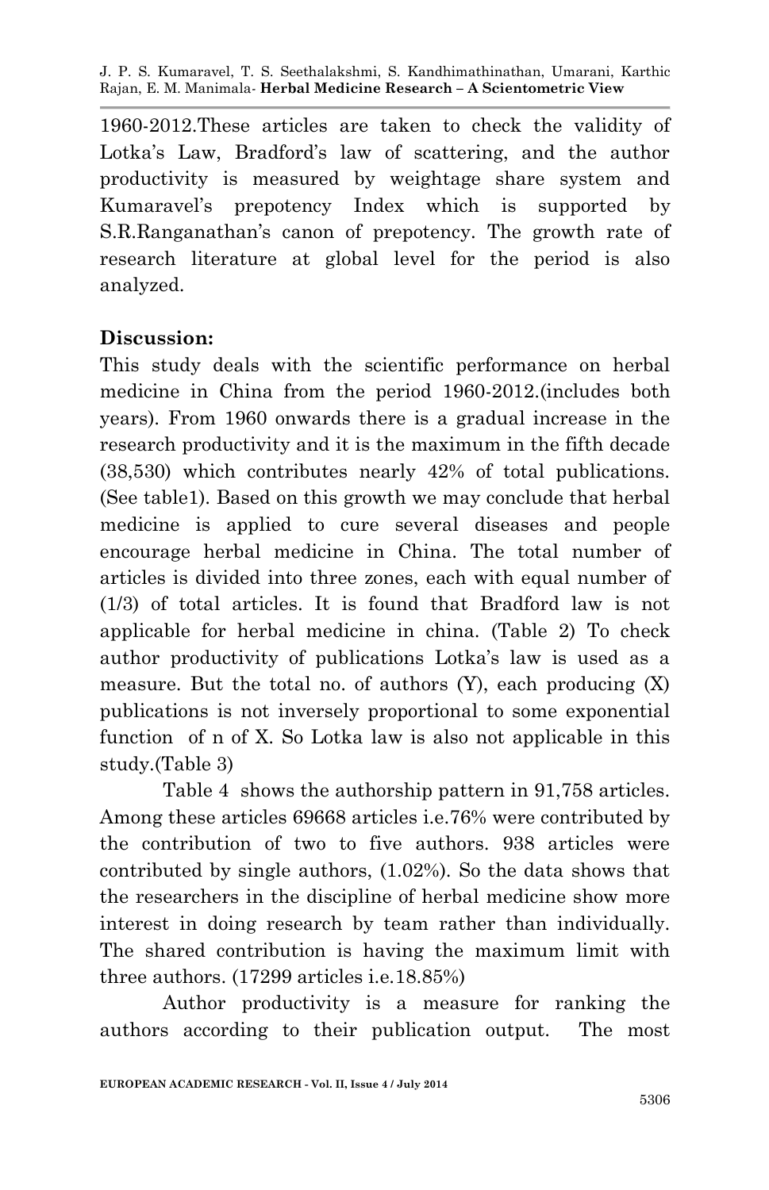1960-2012.These articles are taken to check the validity of Lotka's Law, Bradford's law of scattering, and the author productivity is measured by weightage share system and Kumaravel's prepotency Index which is supported by S.R.Ranganathan's canon of prepotency. The growth rate of research literature at global level for the period is also analyzed.

**Discussion:**

This study deals with the scientific performance on herbal medicine in China from the period 1960-2012.(includes both years). From 1960 onwards there is a gradual increase in the research productivity and it is the maximum in the fifth decade (38,530) which contributes nearly 42% of total publications. (See table1). Based on this growth we may conclude that herbal medicine is applied to cure several diseases and people encourage herbal medicine in China. The total number of articles is divided into three zones, each with equal number of (1/3) of total articles. It is found that Bradford law is not applicable for herbal medicine in china. (Table 2) To check author productivity of publications Lotka's law is used as a measure. But the total no. of authors (Y), each producing (X) publications is not inversely proportional to some exponential function of n of X. So Lotka law is also not applicable in this study.(Table 3)

Table 4 shows the authorship pattern in 91,758 articles. Among these articles 69668 articles i.e.76% were contributed by the contribution of two to five authors. 938 articles were contributed by single authors, (1.02%). So the data shows that the researchers in the discipline of herbal medicine show more interest in doing research by team rather than individually. The shared contribution is having the maximum limit with three authors. (17299 articles i.e.18.85%)

Author productivity is a measure for ranking the authors according to their publication output. The most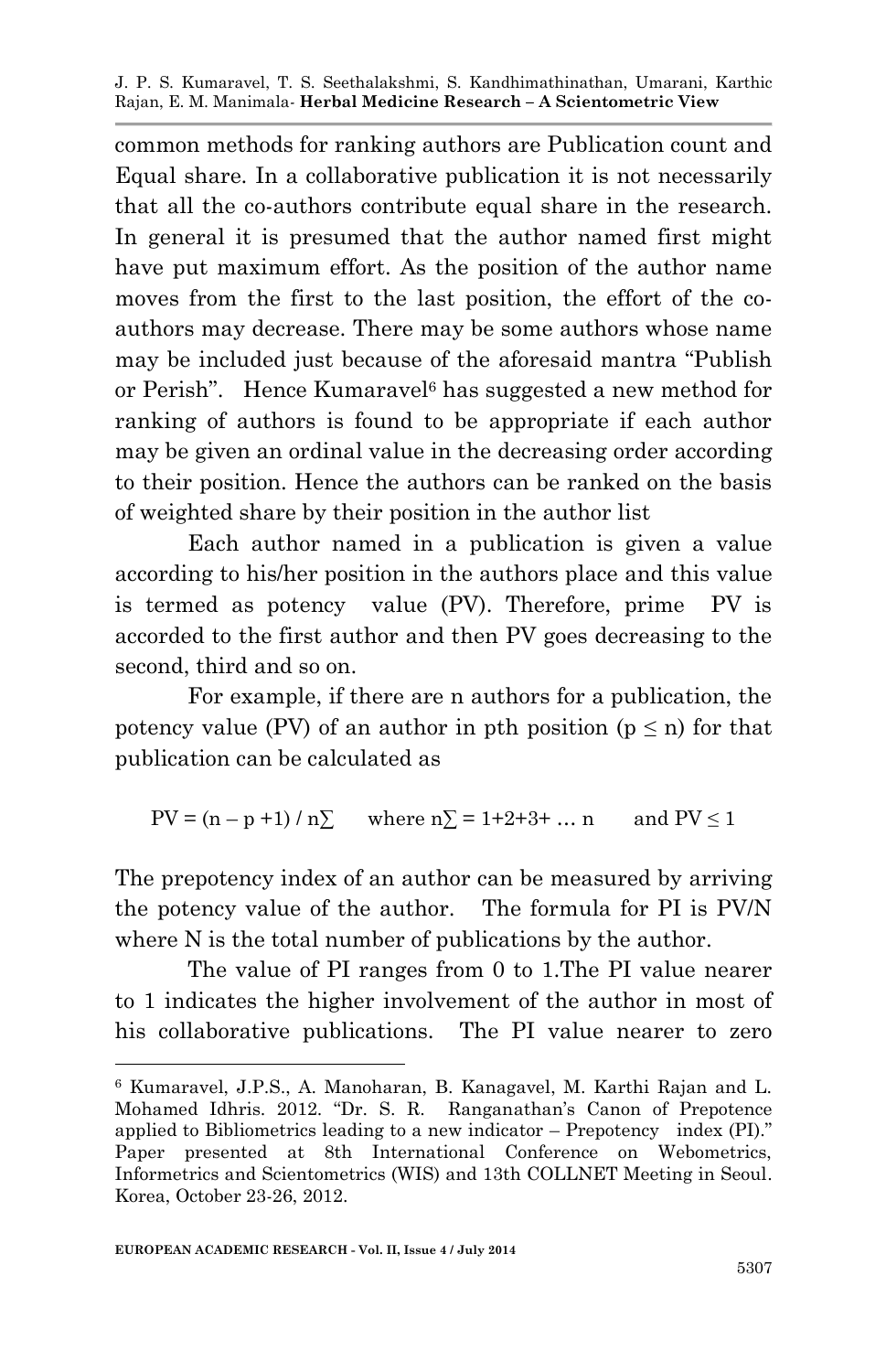common methods for ranking authors are Publication count and Equal share. In a collaborative publication it is not necessarily that all the co-authors contribute equal share in the research. In general it is presumed that the author named first might have put maximum effort. As the position of the author name moves from the first to the last position, the effort of the co-authors may decrease. There may be some authors whose name may be included just because of the aforesaid mantra "Publish or Perish". Hence Kumaravel[6] has suggested a new method for ranking of authors is found to be appropriate if each author may be given an ordinal value in the decreasing order according to their position. Hence the authors can be ranked on the basis of weighted share by their position in the author list

Each author named in a publication is given a value according to his/her position in the authors place and this value is termed as potency value (PV). Therefore, prime PV is accorded to the first author and then PV goes decreasing to the second, third and so on.

For example, if there are n authors for a publication, the potency value (PV) of an author in pth position ($p \leq n$) for that publication can be calculated as

$$PV = (n - p + 1) / n\sum \quad \text{where } n\sum = 1+2+3+ \ldots n \quad \text{and } PV \leq 1$$

The prepotency index of an author can be measured by arriving the potency value of the author. The formula for PI is PV/N where N is the total number of publications by the author.

The value of PI ranges from 0 to 1.The PI value nearer to 1 indicates the higher involvement of the author in most of his collaborative publications. The PI value nearer to zero

---

[6] Kumaravel, J.P.S., A. Manoharan, B. Kanagavel, M. Karthi Rajan and L. Mohamed Idhris. 2012. "Dr. S. R. Ranganathan's Canon of Prepotence applied to Bibliometrics leading to a new indicator – Prepotency index (PI)." Paper presented at 8th International Conference on Webometrics, Informetrics and Scientometrics (WIS) and 13th COLLNET Meeting in Seoul. Korea, October 23-26, 2012.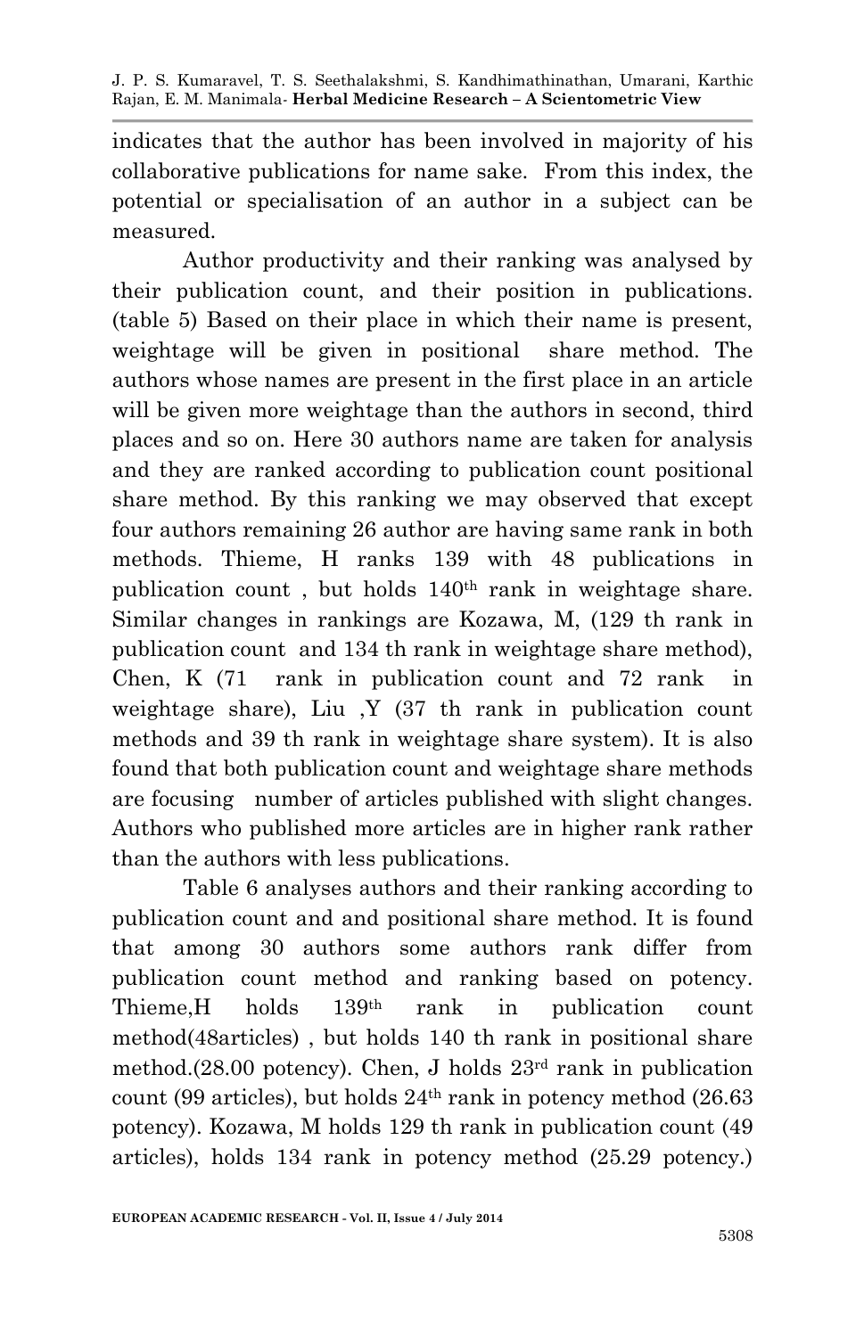indicates that the author has been involved in majority of his collaborative publications for name sake. From this index, the potential or specialisation of an author in a subject can be measured.

Author productivity and their ranking was analysed by their publication count, and their position in publications. (table 5) Based on their place in which their name is present, weightage will be given in positional share method. The authors whose names are present in the first place in an article will be given more weightage than the authors in second, third places and so on. Here 30 authors name are taken for analysis and they are ranked according to publication count positional share method. By this ranking we may observed that except four authors remaining 26 author are having same rank in both methods. Thieme, H ranks 139 with 48 publications in publication count , but holds 140th rank in weightage share. Similar changes in rankings are Kozawa, M, (129 th rank in publication count and 134 th rank in weightage share method), Chen, K (71 rank in publication count and 72 rank in weightage share), Liu ,Y (37 th rank in publication count methods and 39 th rank in weightage share system). It is also found that both publication count and weightage share methods are focusing number of articles published with slight changes. Authors who published more articles are in higher rank rather than the authors with less publications.

Table 6 analyses authors and their ranking according to publication count and and positional share method. It is found that among 30 authors some authors rank differ from publication count method and ranking based on potency. Thieme,H holds 139th rank in publication count method(48articles) , but holds 140 th rank in positional share method.(28.00 potency). Chen, J holds 23rd rank in publication count (99 articles), but holds 24th rank in potency method (26.63 potency). Kozawa, M holds 129 th rank in publication count (49 articles), holds 134 rank in potency method (25.29 potency.)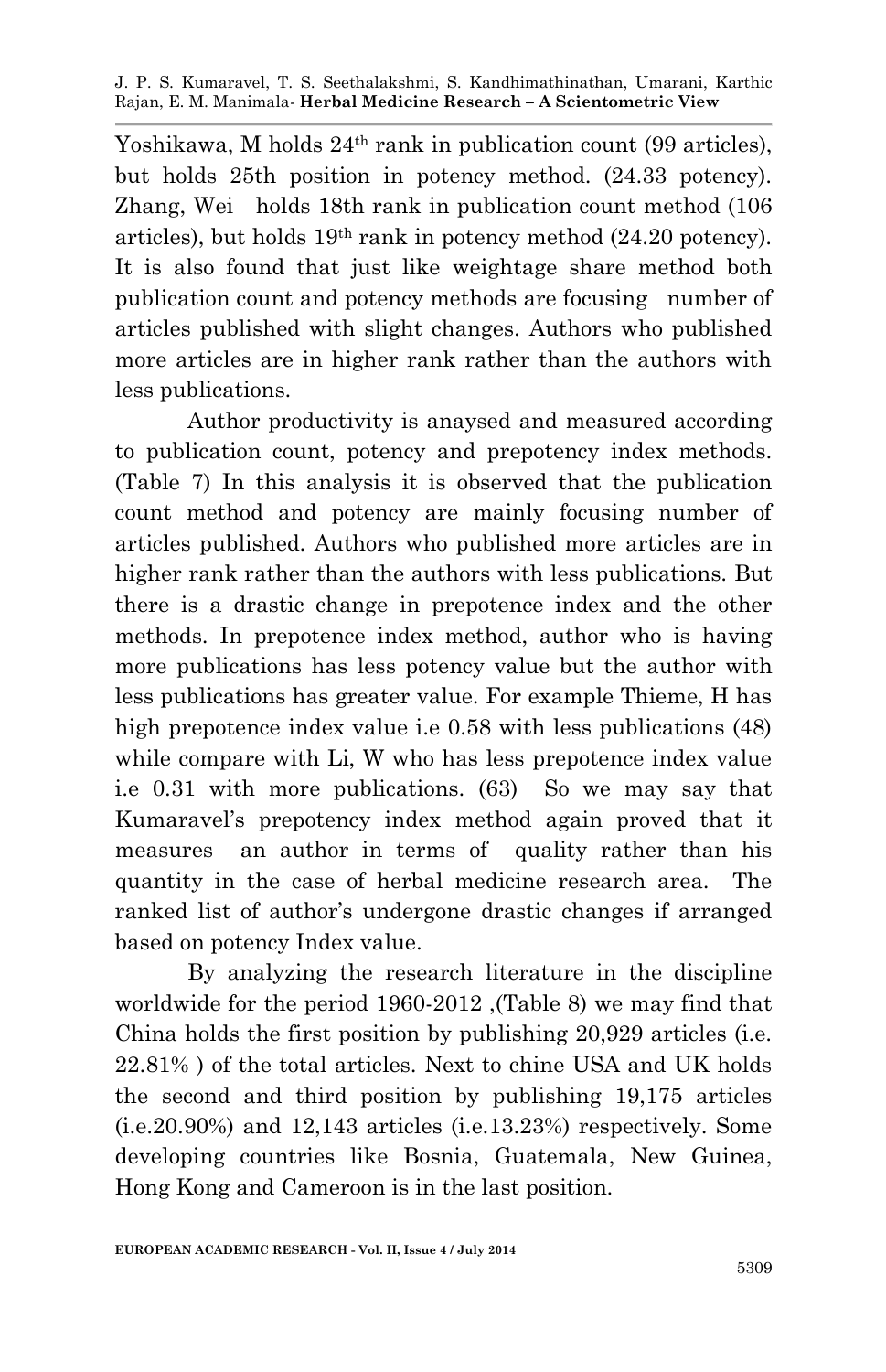Yoshikawa, M holds 24th rank in publication count (99 articles), but holds 25th position in potency method. (24.33 potency). Zhang, Wei holds 18th rank in publication count method (106 articles), but holds 19th rank in potency method (24.20 potency). It is also found that just like weightage share method both publication count and potency methods are focusing number of articles published with slight changes. Authors who published more articles are in higher rank rather than the authors with less publications.

Author productivity is anaysed and measured according to publication count, potency and prepotency index methods. (Table 7) In this analysis it is observed that the publication count method and potency are mainly focusing number of articles published. Authors who published more articles are in higher rank rather than the authors with less publications. But there is a drastic change in prepotence index and the other methods. In prepotence index method, author who is having more publications has less potency value but the author with less publications has greater value. For example Thieme, H has high prepotence index value i.e 0.58 with less publications (48) while compare with Li, W who has less prepotence index value i.e 0.31 with more publications. (63) So we may say that Kumaravel's prepotency index method again proved that it measures an author in terms of quality rather than his quantity in the case of herbal medicine research area. The ranked list of author's undergone drastic changes if arranged based on potency Index value.

By analyzing the research literature in the discipline worldwide for the period 1960-2012 ,(Table 8) we may find that China holds the first position by publishing 20,929 articles (i.e. 22.81% ) of the total articles. Next to chine USA and UK holds the second and third position by publishing 19,175 articles (i.e.20.90%) and 12,143 articles (i.e.13.23%) respectively. Some developing countries like Bosnia, Guatemala, New Guinea, Hong Kong and Cameroon is in the last position.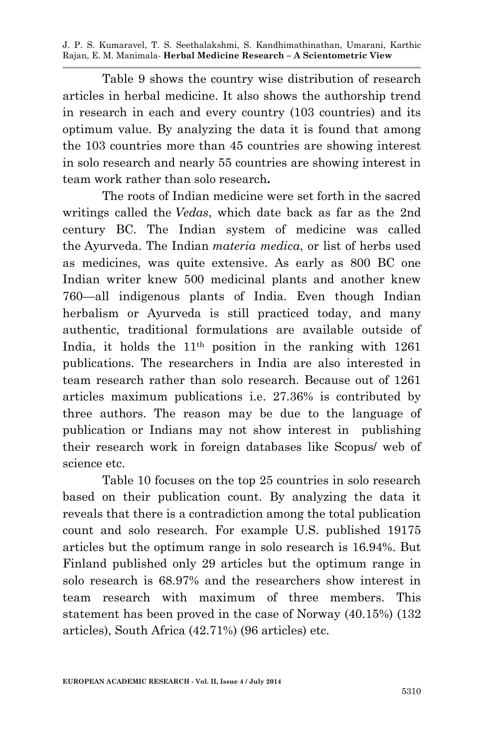Table 9 shows the country wise distribution of research articles in herbal medicine. It also shows the authorship trend in research in each and every country (103 countries) and its optimum value. By analyzing the data it is found that among the 103 countries more than 45 countries are showing interest in solo research and nearly 55 countries are showing interest in team work rather than solo research**.**

The roots of Indian medicine were set forth in the sacred writings called the *Vedas*, which date back as far as the 2nd century BC. The Indian system of medicine was called the Ayurveda. The Indian *materia medica*, or list of herbs used as medicines, was quite extensive. As early as 800 BC one Indian writer knew 500 medicinal plants and another knew 760—all indigenous plants of India. Even though Indian herbalism or Ayurveda is still practiced today, and many authentic, traditional formulations are available outside of India, it holds the 11th position in the ranking with 1261 publications. The researchers in India are also interested in team research rather than solo research. Because out of 1261 articles maximum publications i.e. 27.36% is contributed by three authors. The reason may be due to the language of publication or Indians may not show interest in publishing their research work in foreign databases like Scopus/ web of science etc.

Table 10 focuses on the top 25 countries in solo research based on their publication count. By analyzing the data it reveals that there is a contradiction among the total publication count and solo research. For example U.S. published 19175 articles but the optimum range in solo research is 16.94%. But Finland published only 29 articles but the optimum range in solo research is 68.97% and the researchers show interest in team research with maximum of three members. This statement has been proved in the case of Norway (40.15%) (132 articles), South Africa (42.71%) (96 articles) etc.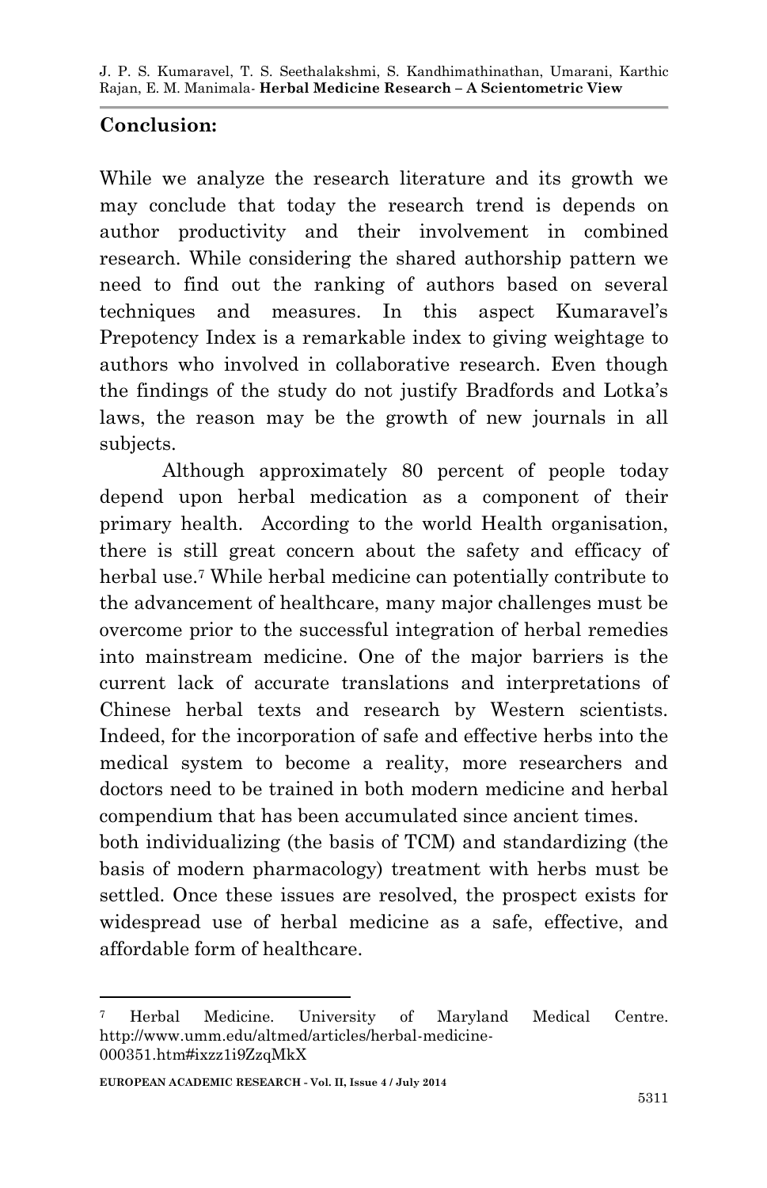## Conclusion:

While we analyze the research literature and its growth we may conclude that today the research trend is depends on author productivity and their involvement in combined research. While considering the shared authorship pattern we need to find out the ranking of authors based on several techniques and measures. In this aspect Kumaravel's Prepotency Index is a remarkable index to giving weightage to authors who involved in collaborative research. Even though the findings of the study do not justify Bradfords and Lotka's laws, the reason may be the growth of new journals in all subjects.

Although approximately 80 percent of people today depend upon herbal medication as a component of their primary health. According to the world Health organisation, there is still great concern about the safety and efficacy of herbal use.[7] While herbal medicine can potentially contribute to the advancement of healthcare, many major challenges must be overcome prior to the successful integration of herbal remedies into mainstream medicine. One of the major barriers is the current lack of accurate translations and interpretations of Chinese herbal texts and research by Western scientists. Indeed, for the incorporation of safe and effective herbs into the medical system to become a reality, more researchers and doctors need to be trained in both modern medicine and herbal compendium that has been accumulated since ancient times.
both individualizing (the basis of TCM) and standardizing (the basis of modern pharmacology) treatment with herbs must be settled. Once these issues are resolved, the prospect exists for widespread use of herbal medicine as a safe, effective, and affordable form of healthcare.

---

[7] Herbal Medicine. University of Maryland Medical Centre. http://www.umm.edu/altmed/articles/herbal-medicine-000351.htm#ixzz1i9ZzqMkX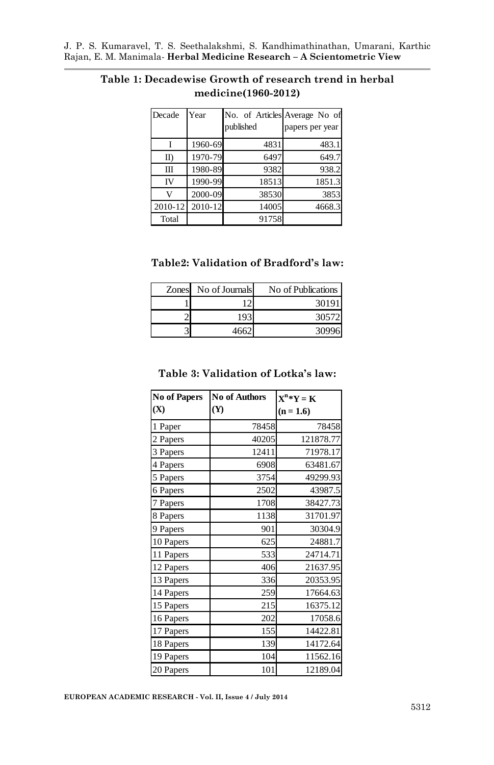**Table 1: Decadewise Growth of research trend in herbal medicine(1960-2012)**

| Decade | Year | No. of Articles published | Average No of papers per year |
|---|---|---|---|
| I | 1960-69 | 4831 | 483.1 |
| II) | 1970-79 | 6497 | 649.7 |
| III | 1980-89 | 9382 | 938.2 |
| IV | 1990-99 | 18513 | 1851.3 |
| V | 2000-09 | 38530 | 3853 |
| 2010-12 | 2010-12 | 14005 | 4668.3 |
| Total | | 91758 | |

**Table2: Validation of Bradford's law:**

| Zones | No of Journals | No of Publications |
|---|---|---|
| 1 | 12 | 30191 |
| 2 | 193 | 30572 |
| 3 | 4662 | 30996 |

**Table 3: Validation of Lotka's law:**

| No of Papers (X) | No of Authors (Y) | $X^n*Y = K$ ($n = 1.6$) |
|---|---|---|
| 1 Paper | 78458 | 78458 |
| 2 Papers | 40205 | 121878.77 |
| 3 Papers | 12411 | 71978.17 |
| 4 Papers | 6908 | 63481.67 |
| 5 Papers | 3754 | 49299.93 |
| 6 Papers | 2502 | 43987.5 |
| 7 Papers | 1708 | 38427.73 |
| 8 Papers | 1138 | 31701.97 |
| 9 Papers | 901 | 30304.9 |
| 10 Papers | 625 | 24881.7 |
| 11 Papers | 533 | 24714.71 |
| 12 Papers | 406 | 21637.95 |
| 13 Papers | 336 | 20353.95 |
| 14 Papers | 259 | 17664.63 |
| 15 Papers | 215 | 16375.12 |
| 16 Papers | 202 | 17058.6 |
| 17 Papers | 155 | 14422.81 |
| 18 Papers | 139 | 14172.64 |
| 19 Papers | 104 | 11562.16 |
| 20 Papers | 101 | 12189.04 |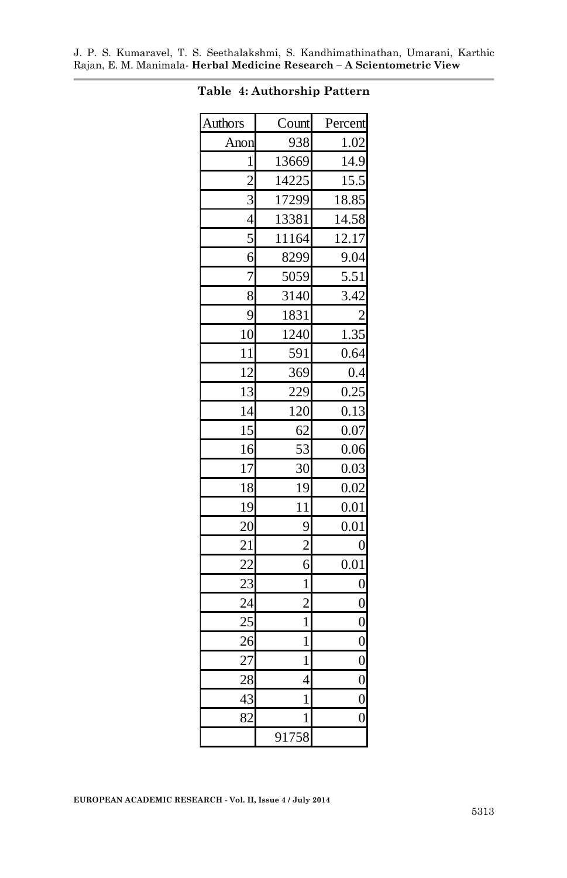**Table 4: Authorship Pattern**

| Authors | Count | Percent |
|---|---|---|
| Anon | 938 | 1.02 |
| 1 | 13669 | 14.9 |
| 2 | 14225 | 15.5 |
| 3 | 17299 | 18.85 |
| 4 | 13381 | 14.58 |
| 5 | 11164 | 12.17 |
| 6 | 8299 | 9.04 |
| 7 | 5059 | 5.51 |
| 8 | 3140 | 3.42 |
| 9 | 1831 | 2 |
| 10 | 1240 | 1.35 |
| 11 | 591 | 0.64 |
| 12 | 369 | 0.4 |
| 13 | 229 | 0.25 |
| 14 | 120 | 0.13 |
| 15 | 62 | 0.07 |
| 16 | 53 | 0.06 |
| 17 | 30 | 0.03 |
| 18 | 19 | 0.02 |
| 19 | 11 | 0.01 |
| 20 | 9 | 0.01 |
| 21 | 2 | 0 |
| 22 | 6 | 0.01 |
| 23 | 1 | 0 |
| 24 | 2 | 0 |
| 25 | 1 | 0 |
| 26 | 1 | 0 |
| 27 | 1 | 0 |
| 28 | 4 | 0 |
| 43 | 1 | 0 |
| 82 | 1 | 0 |
| | 91758 | |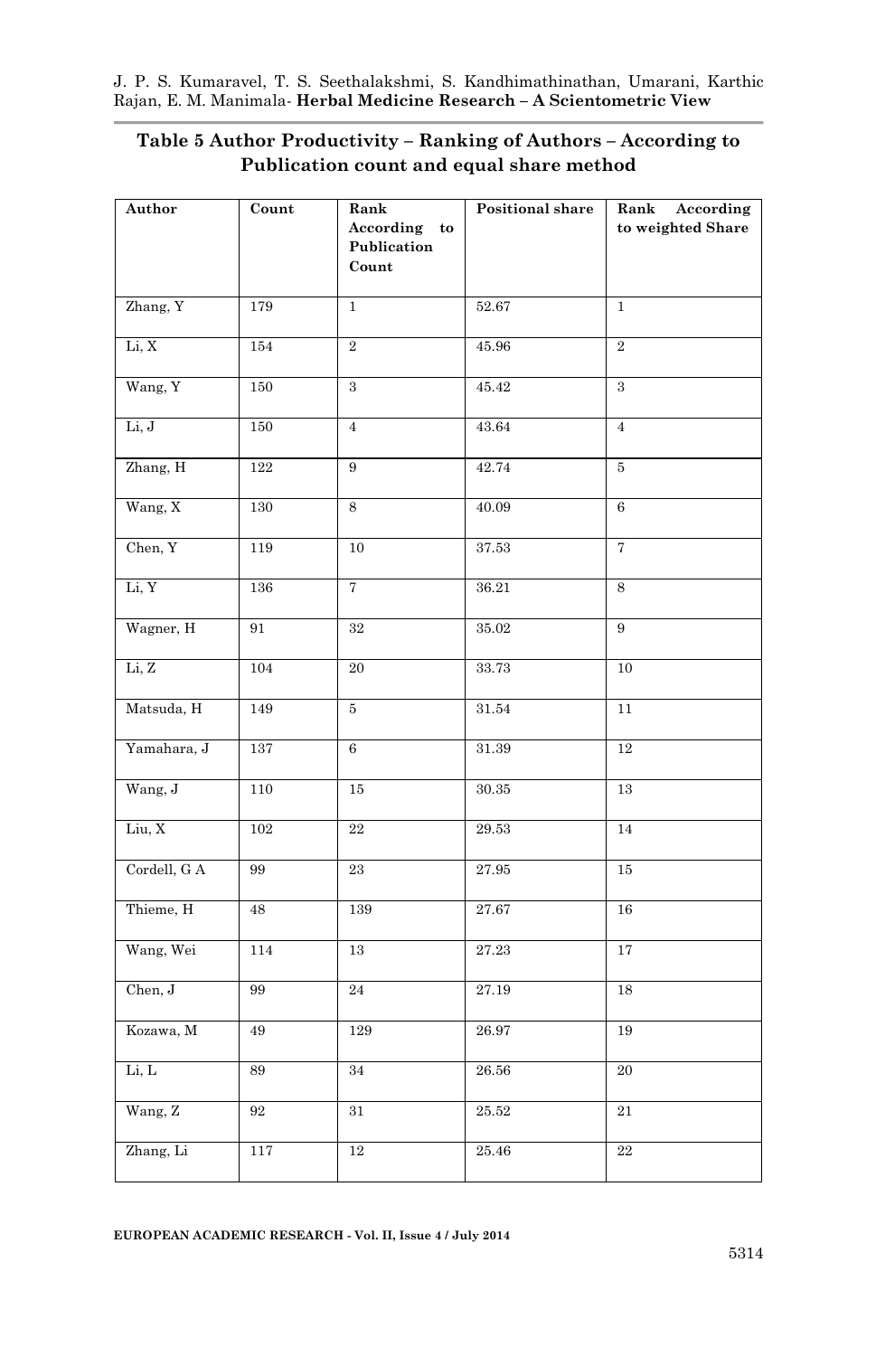**Table 5 Author Productivity – Ranking of Authors – According to Publication count and equal share method**

| Author | Count | Rank According to Publication Count | Positional share | Rank According to weighted Share |
|---|---|---|---|---|
| Zhang, Y | 179 | 1 | 52.67 | 1 |
| Li, X | 154 | 2 | 45.96 | 2 |
| Wang, Y | 150 | 3 | 45.42 | 3 |
| Li, J | 150 | 4 | 43.64 | 4 |
| Zhang, H | 122 | 9 | 42.74 | 5 |
| Wang, X | 130 | 8 | 40.09 | 6 |
| Chen, Y | 119 | 10 | 37.53 | 7 |
| Li, Y | 136 | 7 | 36.21 | 8 |
| Wagner, H | 91 | 32 | 35.02 | 9 |
| Li, Z | 104 | 20 | 33.73 | 10 |
| Matsuda, H | 149 | 5 | 31.54 | 11 |
| Yamahara, J | 137 | 6 | 31.39 | 12 |
| Wang, J | 110 | 15 | 30.35 | 13 |
| Liu, X | 102 | 22 | 29.53 | 14 |
| Cordell, G A | 99 | 23 | 27.95 | 15 |
| Thieme, H | 48 | 139 | 27.67 | 16 |
| Wang, Wei | 114 | 13 | 27.23 | 17 |
| Chen, J | 99 | 24 | 27.19 | 18 |
| Kozawa, M | 49 | 129 | 26.97 | 19 |
| Li, L | 89 | 34 | 26.56 | 20 |
| Wang, Z | 92 | 31 | 25.52 | 21 |
| Zhang, Li | 117 | 12 | 25.46 | 22 |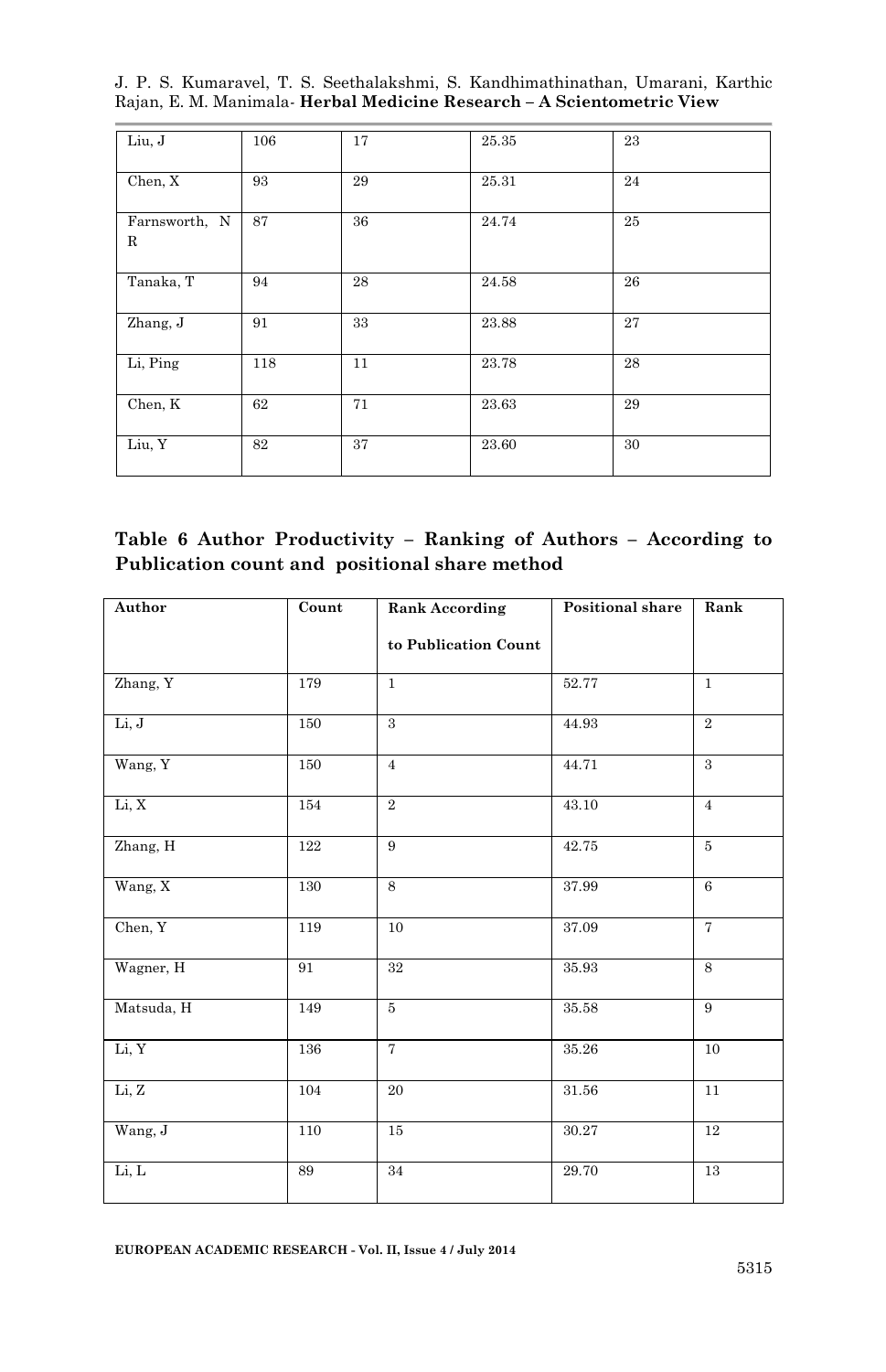| | | | | |
|---|---|---|---|---|
| Liu, J | 106 | 17 | 25.35 | 23 |
| Chen, X | 93 | 29 | 25.31 | 24 |
| Farnsworth, N R | 87 | 36 | 24.74 | 25 |
| Tanaka, T | 94 | 28 | 24.58 | 26 |
| Zhang, J | 91 | 33 | 23.88 | 27 |
| Li, Ping | 118 | 11 | 23.78 | 28 |
| Chen, K | 62 | 71 | 23.63 | 29 |
| Liu, Y | 82 | 37 | 23.60 | 30 |

**Table 6 Author Productivity – Ranking of Authors – According to Publication count and positional share method**

| Author | Count | Rank According to Publication Count | Positional share | Rank |
|---|---|---|---|---|
| Zhang, Y | 179 | 1 | 52.77 | 1 |
| Li, J | 150 | 3 | 44.93 | 2 |
| Wang, Y | 150 | 4 | 44.71 | 3 |
| Li, X | 154 | 2 | 43.10 | 4 |
| Zhang, H | 122 | 9 | 42.75 | 5 |
| Wang, X | 130 | 8 | 37.99 | 6 |
| Chen, Y | 119 | 10 | 37.09 | 7 |
| Wagner, H | 91 | 32 | 35.93 | 8 |
| Matsuda, H | 149 | 5 | 35.58 | 9 |
| Li, Y | 136 | 7 | 35.26 | 10 |
| Li, Z | 104 | 20 | 31.56 | 11 |
| Wang, J | 110 | 15 | 30.27 | 12 |
| Li, L | 89 | 34 | 29.70 | 13 |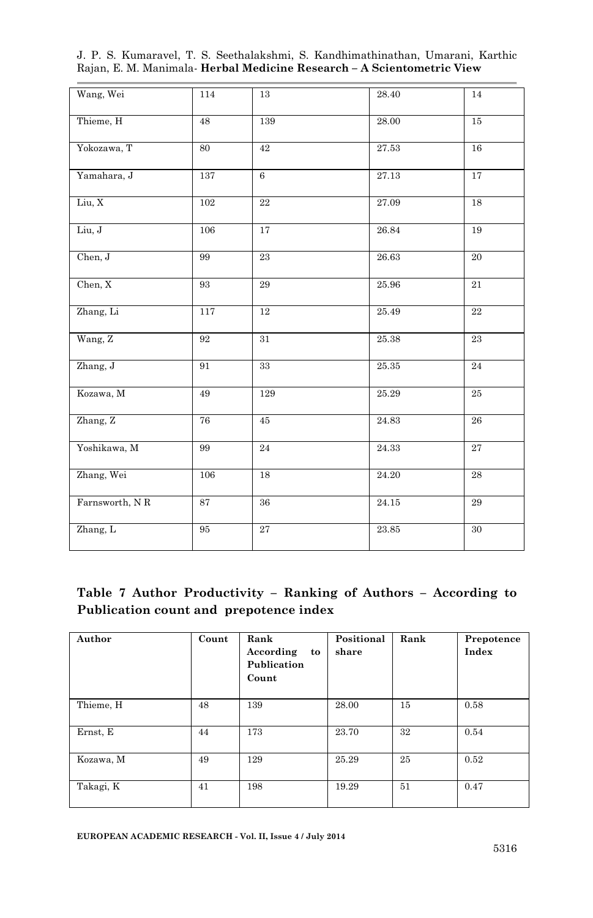| | | | | |
|---|---|---|---|---|
| Wang, Wei | 114 | 13 | 28.40 | 14 |
| Thieme, H | 48 | 139 | 28.00 | 15 |
| Yokozawa, T | 80 | 42 | 27.53 | 16 |
| Yamahara, J | 137 | 6 | 27.13 | 17 |
| Liu, X | 102 | 22 | 27.09 | 18 |
| Liu, J | 106 | 17 | 26.84 | 19 |
| Chen, J | 99 | 23 | 26.63 | 20 |
| Chen, X | 93 | 29 | 25.96 | 21 |
| Zhang, Li | 117 | 12 | 25.49 | 22 |
| Wang, Z | 92 | 31 | 25.38 | 23 |
| Zhang, J | 91 | 33 | 25.35 | 24 |
| Kozawa, M | 49 | 129 | 25.29 | 25 |
| Zhang, Z | 76 | 45 | 24.83 | 26 |
| Yoshikawa, M | 99 | 24 | 24.33 | 27 |
| Zhang, Wei | 106 | 18 | 24.20 | 28 |
| Farnsworth, N R | 87 | 36 | 24.15 | 29 |
| Zhang, L | 95 | 27 | 23.85 | 30 |

**Table 7 Author Productivity – Ranking of Authors – According to Publication count and prepotence index**

| Author | Count | Rank According to Publication Count | Positional share | Rank | Prepotence Index |
|---|---|---|---|---|---|
| Thieme, H | 48 | 139 | 28.00 | 15 | 0.58 |
| Ernst, E | 44 | 173 | 23.70 | 32 | 0.54 |
| Kozawa, M | 49 | 129 | 25.29 | 25 | 0.52 |
| Takagi, K | 41 | 198 | 19.29 | 51 | 0.47 |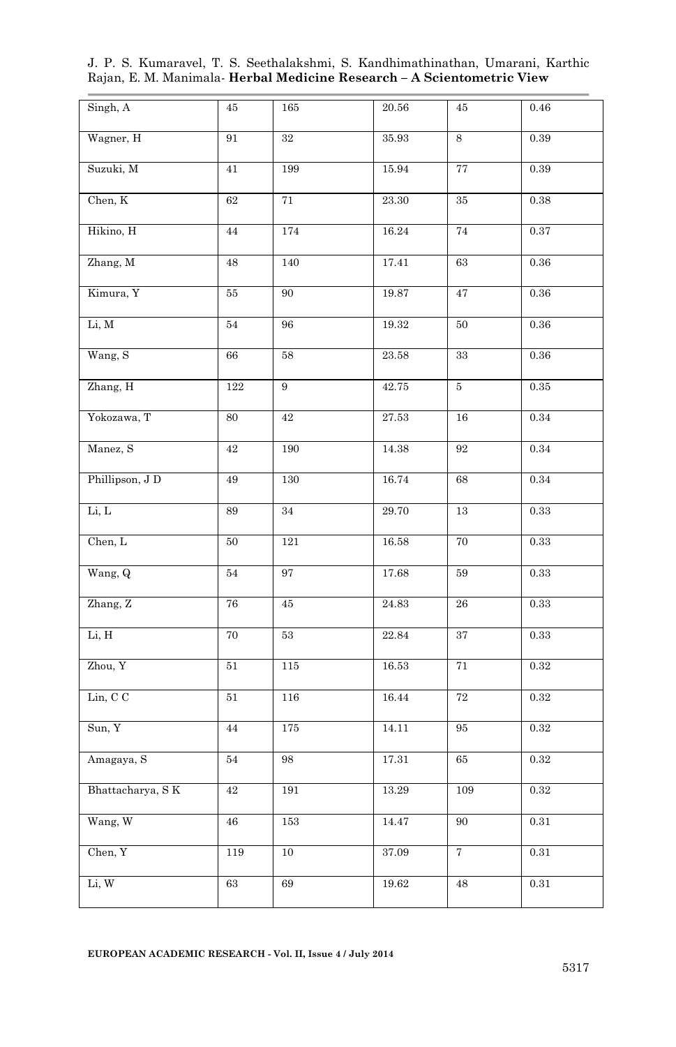| | | | | | |
|---|---|---|---|---|---|
| Singh, A | 45 | 165 | 20.56 | 45 | 0.46 |
| Wagner, H | 91 | 32 | 35.93 | 8 | 0.39 |
| Suzuki, M | 41 | 199 | 15.94 | 77 | 0.39 |
| Chen, K | 62 | 71 | 23.30 | 35 | 0.38 |
| Hikino, H | 44 | 174 | 16.24 | 74 | 0.37 |
| Zhang, M | 48 | 140 | 17.41 | 63 | 0.36 |
| Kimura, Y | 55 | 90 | 19.87 | 47 | 0.36 |
| Li, M | 54 | 96 | 19.32 | 50 | 0.36 |
| Wang, S | 66 | 58 | 23.58 | 33 | 0.36 |
| Zhang, H | 122 | 9 | 42.75 | 5 | 0.35 |
| Yokozawa, T | 80 | 42 | 27.53 | 16 | 0.34 |
| Manez, S | 42 | 190 | 14.38 | 92 | 0.34 |
| Phillipson, J D | 49 | 130 | 16.74 | 68 | 0.34 |
| Li, L | 89 | 34 | 29.70 | 13 | 0.33 |
| Chen, L | 50 | 121 | 16.58 | 70 | 0.33 |
| Wang, Q | 54 | 97 | 17.68 | 59 | 0.33 |
| Zhang, Z | 76 | 45 | 24.83 | 26 | 0.33 |
| Li, H | 70 | 53 | 22.84 | 37 | 0.33 |
| Zhou, Y | 51 | 115 | 16.53 | 71 | 0.32 |
| Lin, C C | 51 | 116 | 16.44 | 72 | 0.32 |
| Sun, Y | 44 | 175 | 14.11 | 95 | 0.32 |
| Amagaya, S | 54 | 98 | 17.31 | 65 | 0.32 |
| Bhattacharya, S K | 42 | 191 | 13.29 | 109 | 0.32 |
| Wang, W | 46 | 153 | 14.47 | 90 | 0.31 |
| Chen, Y | 119 | 10 | 37.09 | 7 | 0.31 |
| Li, W | 63 | 69 | 19.62 | 48 | 0.31 |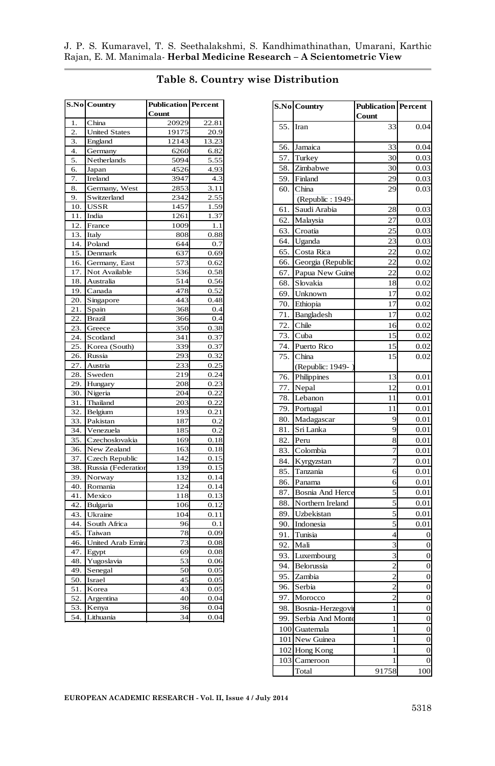**Table 8. Country wise Distribution**

| S.No | Country | Publication Count | Percent |
|---|---|---|---|
| 1. | China | 20929 | 22.81 |
| 2. | United States | 19175 | 20.9 |
| 3. | England | 12143 | 13.23 |
| 4. | Germany | 6260 | 6.82 |
| 5. | Netherlands | 5094 | 5.55 |
| 6. | Japan | 4526 | 4.93 |
| 7. | Ireland | 3947 | 4.3 |
| 8. | Germany, West | 2853 | 3.11 |
| 9. | Switzerland | 2342 | 2.55 |
| 10. | USSR | 1457 | 1.59 |
| 11. | India | 1261 | 1.37 |
| 12. | France | 1009 | 1.1 |
| 13. | Italy | 808 | 0.88 |
| 14. | Poland | 644 | 0.7 |
| 15. | Denmark | 637 | 0.69 |
| 16. | Germany, East | 573 | 0.62 |
| 17. | Not Available | 536 | 0.58 |
| 18. | Australia | 514 | 0.56 |
| 19. | Canada | 478 | 0.52 |
| 20. | Singapore | 443 | 0.48 |
| 21. | Spain | 368 | 0.4 |
| 22. | Brazil | 366 | 0.4 |
| 23. | Greece | 350 | 0.38 |
| 24. | Scotland | 341 | 0.37 |
| 25. | Korea (South) | 339 | 0.37 |
| 26. | Russia | 293 | 0.32 |
| 27. | Austria | 233 | 0.25 |
| 28. | Sweden | 219 | 0.24 |
| 29. | Hungary | 208 | 0.23 |
| 30. | Nigeria | 204 | 0.22 |
| 31. | Thailand | 203 | 0.22 |
| 32. | Belgium | 193 | 0.21 |
| 33. | Pakistan | 187 | 0.2 |
| 34. | Venezuela | 185 | 0.2 |
| 35. | Czechoslovakia | 169 | 0.18 |
| 36. | New Zealand | 163 | 0.18 |
| 37. | Czech Republic | 142 | 0.15 |
| 38. | Russia (Federation | 139 | 0.15 |
| 39. | Norway | 132 | 0.14 |
| 40. | Romania | 124 | 0.14 |
| 41. | Mexico | 118 | 0.13 |
| 42. | Bulgaria | 106 | 0.12 |
| 43. | Ukraine | 104 | 0.11 |
| 44. | South Africa | 96 | 0.1 |
| 45. | Taiwan | 78 | 0.09 |
| 46. | United Arab Emira | 73 | 0.08 |
| 47. | Egypt | 69 | 0.08 |
| 48. | Yugoslavia | 53 | 0.06 |
| 49. | Senegal | 50 | 0.05 |
| 50. | Israel | 45 | 0.05 |
| 51. | Korea | 43 | 0.05 |
| 52. | Argentina | 40 | 0.04 |
| 53. | Kenya | 36 | 0.04 |
| 54. | Lithuania | 34 | 0.04 |
| 55. | Iran | 33 | 0.04 |
| 56. | Jamaica | 33 | 0.04 |
| 57. | Turkey | 30 | 0.03 |
| 58. | Zimbabwe | 30 | 0.03 |
| 59. | Finland | 29 | 0.03 |
| 60. | China (Republic : 1949- | 29 | 0.03 |
| 61. | Saudi Arabia | 28 | 0.03 |
| 62. | Malaysia | 27 | 0.03 |
| 63. | Croatia | 25 | 0.03 |
| 64. | Uganda | 23 | 0.03 |
| 65. | Costa Rica | 22 | 0.02 |
| 66. | Georgia (Republic | 22 | 0.02 |
| 67. | Papua New Guine | 22 | 0.02 |
| 68. | Slovakia | 18 | 0.02 |
| 69. | Unknown | 17 | 0.02 |
| 70. | Ethiopia | 17 | 0.02 |
| 71. | Bangladesh | 17 | 0.02 |
| 72. | Chile | 16 | 0.02 |
| 73. | Cuba | 15 | 0.02 |
| 74. | Puerto Rico | 15 | 0.02 |
| 75. | China (Republic: 1949- ) | 15 | 0.02 |
| 76. | Philippines | 13 | 0.01 |
| 77. | Nepal | 12 | 0.01 |
| 78. | Lebanon | 11 | 0.01 |
| 79. | Portugal | 11 | 0.01 |
| 80. | Madagascar | 9 | 0.01 |
| 81. | Sri Lanka | 9 | 0.01 |
| 82. | Peru | 8 | 0.01 |
| 83. | Colombia | 7 | 0.01 |
| 84. | Kyrgyzstan | 7 | 0.01 |
| 85. | Tanzania | 6 | 0.01 |
| 86. | Panama | 6 | 0.01 |
| 87. | Bosnia And Herce | 5 | 0.01 |
| 88. | Northern Ireland | 5 | 0.01 |
| 89. | Uzbekistan | 5 | 0.01 |
| 90. | Indonesia | 5 | 0.01 |
| 91. | Tunisia | 4 | 0 |
| 92. | Mali | 3 | 0 |
| 93. | Luxembourg | 3 | 0 |
| 94. | Belorussia | 2 | 0 |
| 95. | Zambia | 2 | 0 |
| 96. | Serbia | 2 | 0 |
| 97. | Morocco | 2 | 0 |
| 98. | Bosnia-Herzegovi | 1 | 0 |
| 99. | Serbia And Monte | 1 | 0 |
| 100 | Guatemala | 1 | 0 |
| 101 | New Guinea | 1 | 0 |
| 102 | Hong Kong | 1 | 0 |
| 103 | Cameroon | 1 | 0 |
| | Total | 91758 | 100 |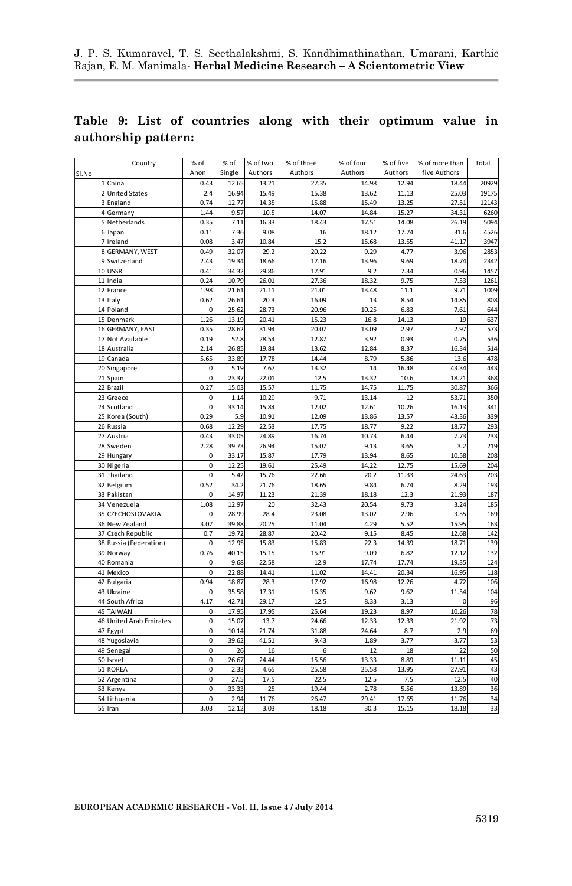**Table 9: List of countries along with their optimum value in authorship pattern:**

| Sl.No | Country | % of Anon | % of Single | % of two Authors | % of three Authors | % of four Authors | % of five Authors | % of more than five Authors | Total |
|---|---|---|---|---|---|---|---|---|---|
| 1 | China | 0.43 | 12.65 | 13.21 | 27.35 | 14.98 | 12.94 | 18.44 | 20929 |
| 2 | United States | 2.4 | 16.94 | 15.49 | 15.38 | 13.62 | 11.13 | 25.03 | 19175 |
| 3 | England | 0.74 | 12.77 | 14.35 | 15.88 | 15.49 | 13.25 | 27.51 | 12143 |
| 4 | Germany | 1.44 | 9.57 | 10.5 | 14.07 | 14.84 | 15.27 | 34.31 | 6260 |
| 5 | Netherlands | 0.35 | 7.11 | 16.33 | 18.43 | 17.51 | 14.08 | 26.19 | 5094 |
| 6 | Japan | 0.11 | 7.36 | 9.08 | 16 | 18.12 | 17.74 | 31.6 | 4526 |
| 7 | Ireland | 0.08 | 3.47 | 10.84 | 15.2 | 15.68 | 13.55 | 41.17 | 3947 |
| 8 | GERMANY, WEST | 0.49 | 32.07 | 29.2 | 20.22 | 9.29 | 4.77 | 3.96 | 2853 |
| 9 | Switzerland | 2.43 | 19.34 | 18.66 | 17.16 | 13.96 | 9.69 | 18.74 | 2342 |
| 10 | USSR | 0.41 | 34.32 | 29.86 | 17.91 | 9.2 | 7.34 | 0.96 | 1457 |
| 11 | India | 0.24 | 10.79 | 26.01 | 27.36 | 18.32 | 9.75 | 7.53 | 1261 |
| 12 | France | 1.98 | 21.61 | 21.11 | 21.01 | 13.48 | 11.1 | 9.71 | 1009 |
| 13 | Italy | 0.62 | 26.61 | 20.3 | 16.09 | 13 | 8.54 | 14.85 | 808 |
| 14 | Poland | 0 | 25.62 | 28.73 | 20.96 | 10.25 | 6.83 | 7.61 | 644 |
| 15 | Denmark | 1.26 | 13.19 | 20.41 | 15.23 | 16.8 | 14.13 | 19 | 637 |
| 16 | GERMANY, EAST | 0.35 | 28.62 | 31.94 | 20.07 | 13.09 | 2.97 | 2.97 | 573 |
| 17 | Not Available | 0.19 | 52.8 | 28.54 | 12.87 | 3.92 | 0.93 | 0.75 | 536 |
| 18 | Australia | 2.14 | 26.85 | 19.84 | 13.62 | 12.84 | 8.37 | 16.34 | 514 |
| 19 | Canada | 5.65 | 33.89 | 17.78 | 14.44 | 8.79 | 5.86 | 13.6 | 478 |
| 20 | Singapore | 0 | 5.19 | 7.67 | 13.32 | 14 | 16.48 | 43.34 | 443 |
| 21 | Spain | 0 | 23.37 | 22.01 | 12.5 | 13.32 | 10.6 | 18.21 | 368 |
| 22 | Brazil | 0.27 | 15.03 | 15.57 | 11.75 | 14.75 | 11.75 | 30.87 | 366 |
| 23 | Greece | 0 | 1.14 | 10.29 | 9.71 | 13.14 | 12 | 53.71 | 350 |
| 24 | Scotland | 0 | 33.14 | 15.84 | 12.02 | 12.61 | 10.26 | 16.13 | 341 |
| 25 | Korea (South) | 0.29 | 5.9 | 10.91 | 12.09 | 13.86 | 13.57 | 43.36 | 339 |
| 26 | Russia | 0.68 | 12.29 | 22.53 | 17.75 | 18.77 | 9.22 | 18.77 | 293 |
| 27 | Austria | 0.43 | 33.05 | 24.89 | 16.74 | 10.73 | 6.44 | 7.73 | 233 |
| 28 | Sweden | 2.28 | 39.73 | 26.94 | 15.07 | 9.13 | 3.65 | 3.2 | 219 |
| 29 | Hungary | 0 | 33.17 | 15.87 | 17.79 | 13.94 | 8.65 | 10.58 | 208 |
| 30 | Nigeria | 0 | 12.25 | 19.61 | 25.49 | 14.22 | 12.75 | 15.69 | 204 |
| 31 | Thailand | 0 | 5.42 | 15.76 | 22.66 | 20.2 | 11.33 | 24.63 | 203 |
| 32 | Belgium | 0.52 | 34.2 | 21.76 | 18.65 | 9.84 | 6.74 | 8.29 | 193 |
| 33 | Pakistan | 0 | 14.97 | 11.23 | 21.39 | 18.18 | 12.3 | 21.93 | 187 |
| 34 | Venezuela | 1.08 | 12.97 | 20 | 32.43 | 20.54 | 9.73 | 3.24 | 185 |
| 35 | CZECHOSLOVAKIA | 0 | 28.99 | 28.4 | 23.08 | 13.02 | 2.96 | 3.55 | 169 |
| 36 | New Zealand | 3.07 | 39.88 | 20.25 | 11.04 | 4.29 | 5.52 | 15.95 | 163 |
| 37 | Czech Republic | 0.7 | 19.72 | 28.87 | 20.42 | 9.15 | 8.45 | 12.68 | 142 |
| 38 | Russia (Federation) | 0 | 12.95 | 15.83 | 15.83 | 22.3 | 14.39 | 18.71 | 139 |
| 39 | Norway | 0.76 | 40.15 | 15.15 | 15.91 | 9.09 | 6.82 | 12.12 | 132 |
| 40 | Romania | 0 | 9.68 | 22.58 | 12.9 | 17.74 | 17.74 | 19.35 | 124 |
| 41 | Mexico | 0 | 22.88 | 14.41 | 11.02 | 14.41 | 20.34 | 16.95 | 118 |
| 42 | Bulgaria | 0.94 | 18.87 | 28.3 | 17.92 | 16.98 | 12.26 | 4.72 | 106 |
| 43 | Ukraine | 0 | 35.58 | 17.31 | 16.35 | 9.62 | 9.62 | 11.54 | 104 |
| 44 | South Africa | 4.17 | 42.71 | 29.17 | 12.5 | 8.33 | 3.13 | 0 | 96 |
| 45 | TAIWAN | 0 | 17.95 | 17.95 | 25.64 | 19.23 | 8.97 | 10.26 | 78 |
| 46 | United Arab Emirates | 0 | 15.07 | 13.7 | 24.66 | 12.33 | 12.33 | 21.92 | 73 |
| 47 | Egypt | 0 | 10.14 | 21.74 | 31.88 | 24.64 | 8.7 | 2.9 | 69 |
| 48 | Yugoslavia | 0 | 39.62 | 41.51 | 9.43 | 1.89 | 3.77 | 3.77 | 53 |
| 49 | Senegal | 0 | 26 | 16 | 6 | 12 | 18 | 22 | 50 |
| 50 | Israel | 0 | 26.67 | 24.44 | 15.56 | 13.33 | 8.89 | 11.11 | 45 |
| 51 | KOREA | 0 | 2.33 | 4.65 | 25.58 | 25.58 | 13.95 | 27.91 | 43 |
| 52 | Argentina | 0 | 27.5 | 17.5 | 22.5 | 12.5 | 7.5 | 12.5 | 40 |
| 53 | Kenya | 0 | 33.33 | 25 | 19.44 | 2.78 | 5.56 | 13.89 | 36 |
| 54 | Lithuania | 0 | 2.94 | 11.76 | 26.47 | 29.41 | 17.65 | 11.76 | 34 |
| 55 | Iran | 3.03 | 12.12 | 3.03 | 18.18 | 30.3 | 15.15 | 18.18 | 33 |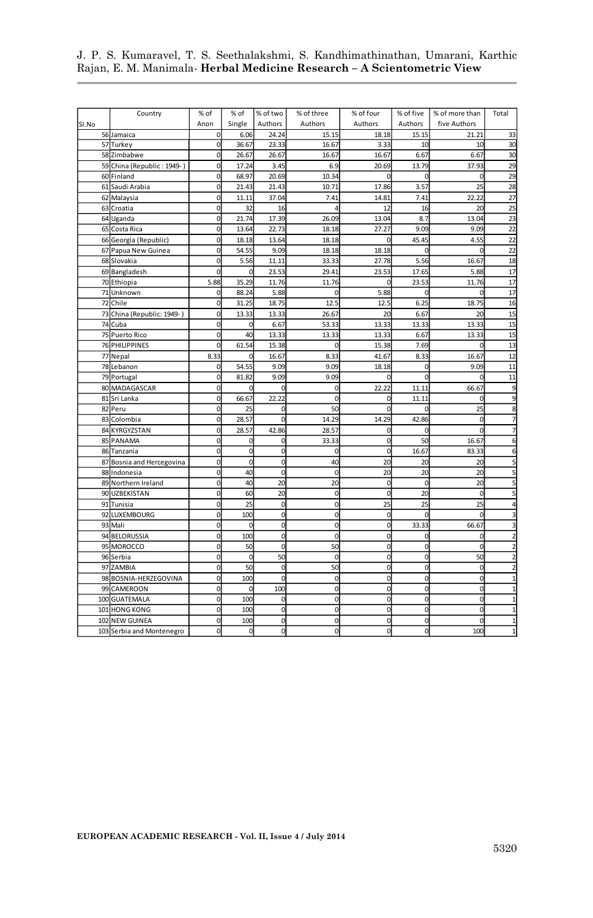| Sl.No | Country | % of Anon | % of Single | % of two Authors | % of three Authors | % of four Authors | % of five Authors | % of more than five Authors | Total |
|---|---|---|---|---|---|---|---|---|---|
| 56 | Jamaica | 0 | 6.06 | 24.24 | 15.15 | 18.18 | 15.15 | 21.21 | 33 |
| 57 | Turkey | 0 | 36.67 | 23.33 | 16.67 | 3.33 | 10 | 10 | 30 |
| 58 | Zimbabwe | 0 | 26.67 | 26.67 | 16.67 | 16.67 | 6.67 | 6.67 | 30 |
| 59 | China (Republic : 1949- ) | 0 | 17.24 | 3.45 | 6.9 | 20.69 | 13.79 | 37.93 | 29 |
| 60 | Finland | 0 | 68.97 | 20.69 | 10.34 | 0 | 0 | 0 | 29 |
| 61 | Saudi Arabia | 0 | 21.43 | 21.43 | 10.71 | 17.86 | 3.57 | 25 | 28 |
| 62 | Malaysia | 0 | 11.11 | 37.04 | 7.41 | 14.81 | 7.41 | 22.22 | 27 |
| 63 | Croatia | 0 | 32 | 16 | 4 | 12 | 16 | 20 | 25 |
| 64 | Uganda | 0 | 21.74 | 17.39 | 26.09 | 13.04 | 8.7 | 13.04 | 23 |
| 65 | Costa Rica | 0 | 13.64 | 22.73 | 18.18 | 27.27 | 9.09 | 9.09 | 22 |
| 66 | Georgia (Republic) | 0 | 18.18 | 13.64 | 18.18 | 0 | 45.45 | 4.55 | 22 |
| 67 | Papua New Guinea | 0 | 54.55 | 9.09 | 18.18 | 18.18 | 0 | 0 | 22 |
| 68 | Slovakia | 0 | 5.56 | 11.11 | 33.33 | 27.78 | 5.56 | 16.67 | 18 |
| 69 | Bangladesh | 0 | 0 | 23.53 | 29.41 | 23.53 | 17.65 | 5.88 | 17 |
| 70 | Ethiopia | 5.88 | 35.29 | 11.76 | 11.76 | 0 | 23.53 | 11.76 | 17 |
| 71 | Unknown | 0 | 88.24 | 5.88 | 0 | 5.88 | 0 | 0 | 17 |
| 72 | Chile | 0 | 31.25 | 18.75 | 12.5 | 12.5 | 6.25 | 18.75 | 16 |
| 73 | China (Republic: 1949- ) | 0 | 13.33 | 13.33 | 26.67 | 20 | 6.67 | 20 | 15 |
| 74 | Cuba | 0 | 0 | 6.67 | 53.33 | 13.33 | 13.33 | 13.33 | 15 |
| 75 | Puerto Rico | 0 | 40 | 13.33 | 13.33 | 13.33 | 6.67 | 13.33 | 15 |
| 76 | PHILIPPINES | 0 | 61.54 | 15.38 | 0 | 15.38 | 7.69 | 0 | 13 |
| 77 | Nepal | 8.33 | 0 | 16.67 | 8.33 | 41.67 | 8.33 | 16.67 | 12 |
| 78 | Lebanon | 0 | 54.55 | 9.09 | 9.09 | 18.18 | 0 | 9.09 | 11 |
| 79 | Portugal | 0 | 81.82 | 9.09 | 9.09 | 0 | 0 | 0 | 11 |
| 80 | MADAGASCAR | 0 | 0 | 0 | 0 | 22.22 | 11.11 | 66.67 | 9 |
| 81 | Sri Lanka | 0 | 66.67 | 22.22 | 0 | 0 | 11.11 | 0 | 9 |
| 82 | Peru | 0 | 25 | 0 | 50 | 0 | 0 | 25 | 8 |
| 83 | Colombia | 0 | 28.57 | 0 | 14.29 | 14.29 | 42.86 | 0 | 7 |
| 84 | KYRGYZSTAN | 0 | 28.57 | 42.86 | 28.57 | 0 | 0 | 0 | 7 |
| 85 | PANAMA | 0 | 0 | 0 | 33.33 | 0 | 50 | 16.67 | 6 |
| 86 | Tanzania | 0 | 0 | 0 | 0 | 0 | 16.67 | 83.33 | 6 |
| 87 | Bosnia and Hercegovina | 0 | 0 | 0 | 40 | 20 | 20 | 20 | 5 |
| 88 | Indonesia | 0 | 40 | 0 | 0 | 20 | 20 | 20 | 5 |
| 89 | Northern Ireland | 0 | 40 | 20 | 20 | 0 | 0 | 20 | 5 |
| 90 | UZBEKISTAN | 0 | 60 | 20 | 0 | 0 | 20 | 0 | 5 |
| 91 | Tunisia | 0 | 25 | 0 | 0 | 25 | 25 | 25 | 4 |
| 92 | LUXEMBOURG | 0 | 100 | 0 | 0 | 0 | 0 | 0 | 3 |
| 93 | Mali | 0 | 0 | 0 | 0 | 0 | 33.33 | 66.67 | 3 |
| 94 | BELORUSSIA | 0 | 100 | 0 | 0 | 0 | 0 | 0 | 2 |
| 95 | MOROCCO | 0 | 50 | 0 | 50 | 0 | 0 | 0 | 2 |
| 96 | Serbia | 0 | 0 | 50 | 0 | 0 | 0 | 50 | 2 |
| 97 | ZAMBIA | 0 | 50 | 0 | 50 | 0 | 0 | 0 | 2 |
| 98 | BOSNIA-HERZEGOVINA | 0 | 100 | 0 | 0 | 0 | 0 | 0 | 1 |
| 99 | CAMEROON | 0 | 0 | 100 | 0 | 0 | 0 | 0 | 1 |
| 100 | GUATEMALA | 0 | 100 | 0 | 0 | 0 | 0 | 0 | 1 |
| 101 | HONG KONG | 0 | 100 | 0 | 0 | 0 | 0 | 0 | 1 |
| 102 | NEW GUINEA | 0 | 100 | 0 | 0 | 0 | 0 | 0 | 1 |
| 103 | Serbia and Montenegro | 0 | 0 | 0 | 0 | 0 | 0 | 100 | 1 |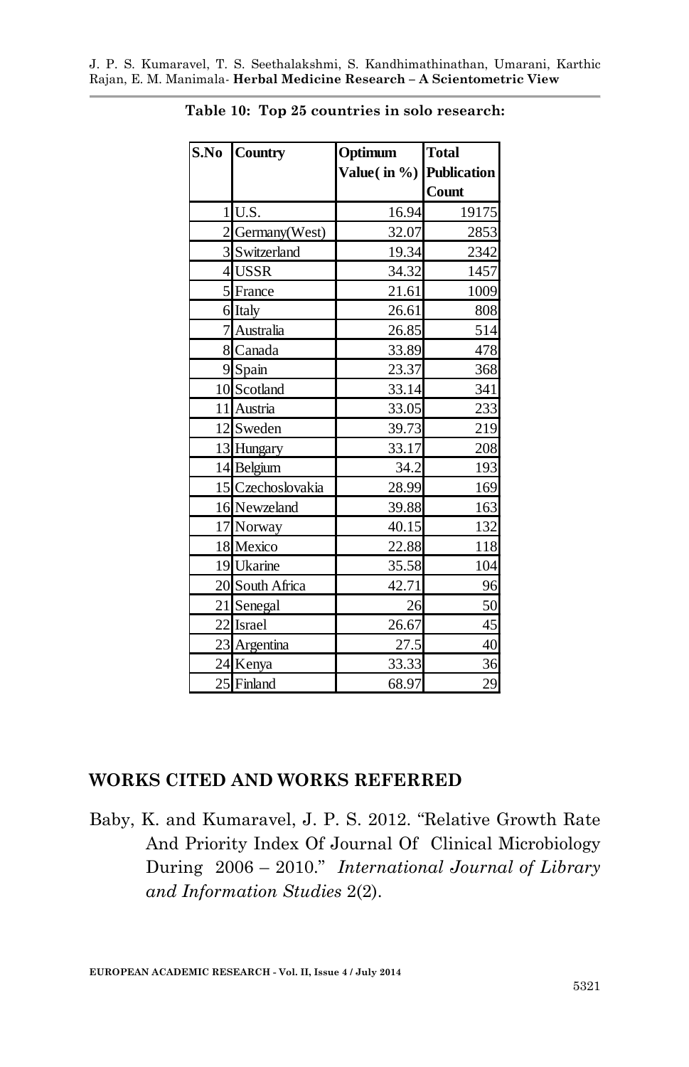**Table 10: Top 25 countries in solo research:**

| S.No | Country | Optimum Value( in %) | Total Publication Count |
|---|---|---|---|
| 1 | U.S. | 16.94 | 19175 |
| 2 | Germany(West) | 32.07 | 2853 |
| 3 | Switzerland | 19.34 | 2342 |
| 4 | USSR | 34.32 | 1457 |
| 5 | France | 21.61 | 1009 |
| 6 | Italy | 26.61 | 808 |
| 7 | Australia | 26.85 | 514 |
| 8 | Canada | 33.89 | 478 |
| 9 | Spain | 23.37 | 368 |
| 10 | Scotland | 33.14 | 341 |
| 11 | Austria | 33.05 | 233 |
| 12 | Sweden | 39.73 | 219 |
| 13 | Hungary | 33.17 | 208 |
| 14 | Belgium | 34.2 | 193 |
| 15 | Czechoslovakia | 28.99 | 169 |
| 16 | Newzeland | 39.88 | 163 |
| 17 | Norway | 40.15 | 132 |
| 18 | Mexico | 22.88 | 118 |
| 19 | Ukarine | 35.58 | 104 |
| 20 | South Africa | 42.71 | 96 |
| 21 | Senegal | 26 | 50 |
| 22 | Israel | 26.67 | 45 |
| 23 | Argentina | 27.5 | 40 |
| 24 | Kenya | 33.33 | 36 |
| 25 | Finland | 68.97 | 29 |

## WORKS CITED AND WORKS REFERRED

Baby, K. and Kumaravel, J. P. S. 2012. "Relative Growth Rate And Priority Index Of Journal Of Clinical Microbiology During 2006 – 2010." *International Journal of Library and Information Studies* 2(2).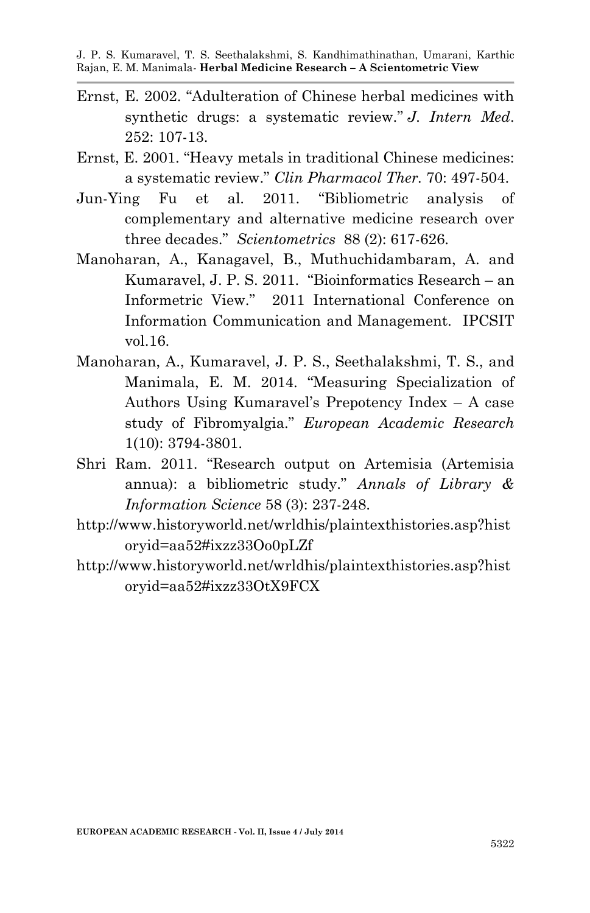Ernst, E. 2002. "Adulteration of Chinese herbal medicines with synthetic drugs: a systematic review." *J. Intern Med*. 252: 107-13.

Ernst, E. 2001. "Heavy metals in traditional Chinese medicines: a systematic review." *Clin Pharmacol Ther.* 70: 497-504.

Jun-Ying Fu et al. 2011. "Bibliometric analysis of complementary and alternative medicine research over three decades." *Scientometrics* 88 (2): 617-626.

Manoharan, A., Kanagavel, B., Muthuchidambaram, A. and Kumaravel, J. P. S. 2011. "Bioinformatics Research – an Informetric View." 2011 International Conference on Information Communication and Management. IPCSIT vol.16.

Manoharan, A., Kumaravel, J. P. S., Seethalakshmi, T. S., and Manimala, E. M. 2014. "Measuring Specialization of Authors Using Kumaravel's Prepotency Index – A case study of Fibromyalgia." *European Academic Research* 1(10): 3794-3801.

Shri Ram. 2011. "Research output on Artemisia (Artemisia annua): a bibliometric study." *Annals of Library & Information Science* 58 (3): 237-248.

http://www.historyworld.net/wrldhis/plaintexthistories.asp?historyid=aa52#ixzz33Oo0pLZf

http://www.historyworld.net/wrldhis/plaintexthistories.asp?historyid=aa52#ixzz33OtX9FCX